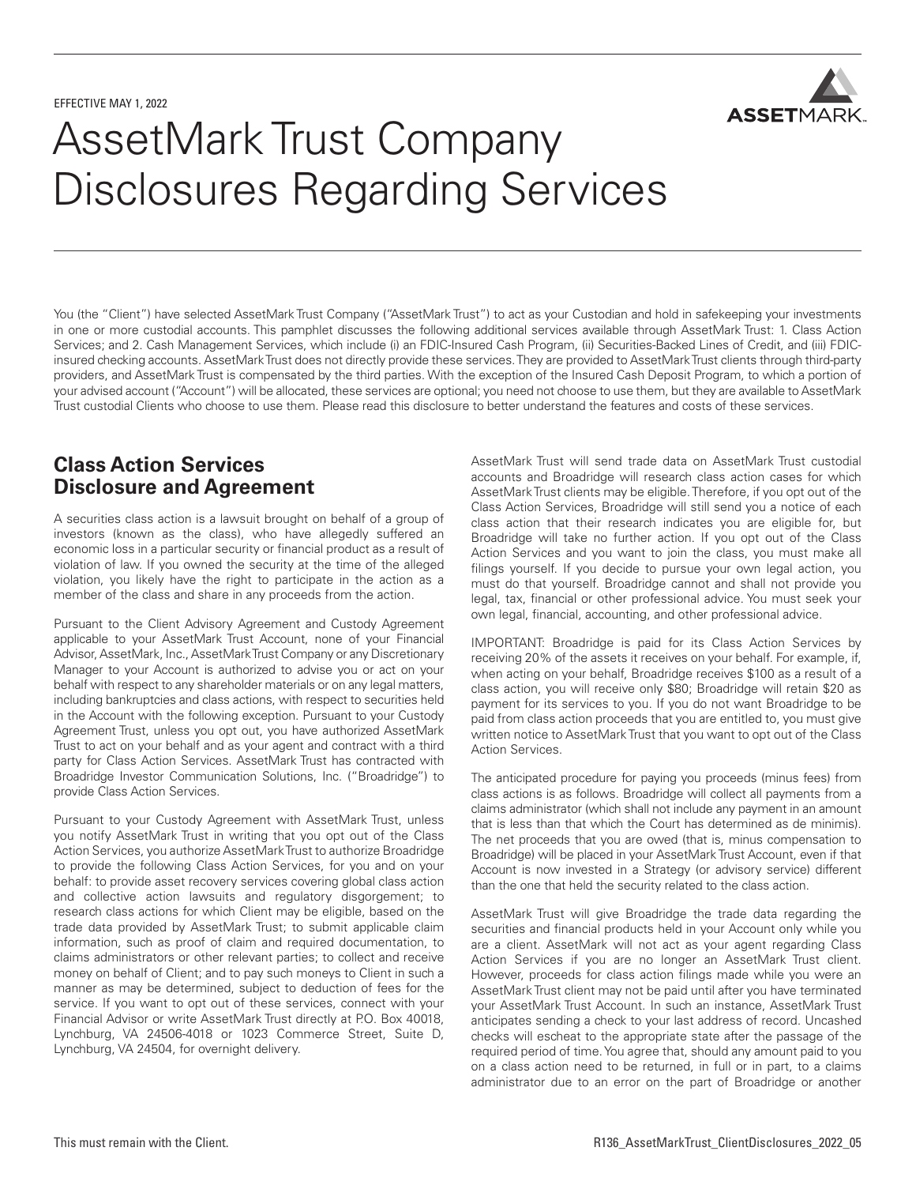EFFECTIVE MAY 1, 2022

# AssetMark Trust Company Disclosures Regarding Services

You (the "Client") have selected AssetMark Trust Company ("AssetMark Trust") to act as your Custodian and hold in safekeeping your investments in one or more custodial accounts. This pamphlet discusses the following additional services available through AssetMark Trust: 1. Class Action Services; and 2. Cash Management Services, which include (i) an FDIC-Insured Cash Program, (ii) Securities-Backed Lines of Credit, and (iii) FDIC-insured checking accounts. AssetMark Trust does not directly provide these services. They are provided to AssetMark Trust clients through third-party providers, and AssetMark Trust is compensated by the third parties. With the exception of the Insured Cash Deposit Program, to which a portion of your advised account ("Account") will be allocated, these services are optional; you need not choose to use them, but they are available to AssetMark Trust custodial Clients who choose to use them. Please read this disclosure to better understand the features and costs of these services.

## Class Action Services Disclosure and Agreement

A securities class action is a lawsuit brought on behalf of a group of investors (known as the class), who have allegedly suffered an economic loss in a particular security or financial product as a result of violation of law. If you owned the security at the time of the alleged violation, you likely have the right to participate in the action as a member of the class and share in any proceeds from the action.

Pursuant to the Client Advisory Agreement and Custody Agreement applicable to your AssetMark Trust Account, none of your Financial Advisor, AssetMark, Inc., AssetMark Trust Company or any Discretionary Manager to your Account is authorized to advise you or act on your behalf with respect to any shareholder materials or on any legal matters, including bankruptcies and class actions, with respect to securities held in the Account with the following exception. Pursuant to your Custody Agreement Trust, unless you opt out, you have authorized AssetMark Trust to act on your behalf and as your agent and contract with a third party for Class Action Services. AssetMark Trust has contracted with Broadridge Investor Communication Solutions, Inc. ("Broadridge") to provide Class Action Services.

Pursuant to your Custody Agreement with AssetMark Trust, unless you notify AssetMark Trust in writing that you opt out of the Class Action Services, you authorize AssetMark Trust to authorize Broadridge to provide the following Class Action Services, for you and on your behalf: to provide asset recovery services covering global class action and collective action lawsuits and regulatory disgorgement; to research class actions for which Client may be eligible, based on the trade data provided by AssetMark Trust; to submit applicable claim information, such as proof of claim and required documentation, to claims administrators or other relevant parties; to collect and receive money on behalf of Client; and to pay such moneys to Client in such a manner as may be determined, subject to deduction of fees for the service. If you want to opt out of these services, connect with your Financial Advisor or write AssetMark Trust directly at P.O. Box 40018, Lynchburg, VA 24506-4018 or 1023 Commerce Street, Suite D, Lynchburg, VA 24504, for overnight delivery.

AssetMark Trust will send trade data on AssetMark Trust custodial accounts and Broadridge will research class action cases for which AssetMark Trust clients may be eligible. Therefore, if you opt out of the Class Action Services, Broadridge will still send you a notice of each class action that their research indicates you are eligible for, but Broadridge will take no further action. If you opt out of the Class Action Services and you want to join the class, you must make all filings yourself. If you decide to pursue your own legal action, you must do that yourself. Broadridge cannot and shall not provide you legal, tax, financial or other professional advice. You must seek your own legal, financial, accounting, and other professional advice.

IMPORTANT: Broadridge is paid for its Class Action Services by receiving 20% of the assets it receives on your behalf. For example, if, when acting on your behalf, Broadridge receives $100 as a result of a class action, you will receive only $80; Broadridge will retain $20 as payment for its services to you. If you do not want Broadridge to be paid from class action proceeds that you are entitled to, you must give written notice to AssetMark Trust that you want to opt out of the Class Action Services.

The anticipated procedure for paying you proceeds (minus fees) from class actions is as follows. Broadridge will collect all payments from a claims administrator (which shall not include any payment in an amount that is less than that which the Court has determined as de minimis). The net proceeds that you are owed (that is, minus compensation to Broadridge) will be placed in your AssetMark Trust Account, even if that Account is now invested in a Strategy (or advisory service) different than the one that held the security related to the class action.

AssetMark Trust will give Broadridge the trade data regarding the securities and financial products held in your Account only while you are a client. AssetMark will not act as your agent regarding Class Action Services if you are no longer an AssetMark Trust client. However, proceeds for class action filings made while you were an AssetMark Trust client may not be paid until after you have terminated your AssetMark Trust Account. In such an instance, AssetMark Trust anticipates sending a check to your last address of record. Uncashed checks will escheat to the appropriate state after the passage of the required period of time. You agree that, should any amount paid to you on a class action need to be returned, in full or in part, to a claims administrator due to an error on the part of Broadridge or another

This must remain with the Client.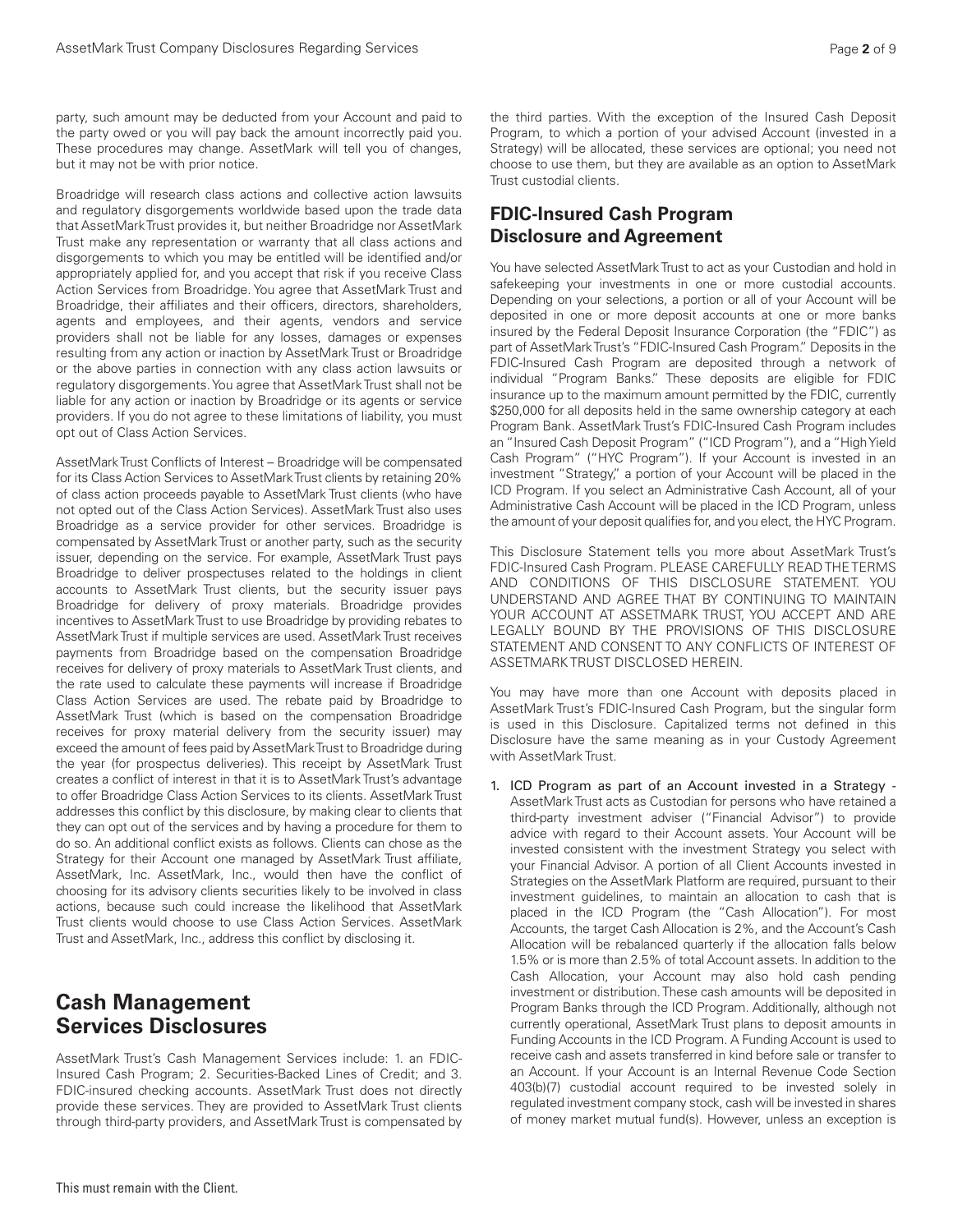party, such amount may be deducted from your Account and paid to the party owed or you will pay back the amount incorrectly paid you. These procedures may change. AssetMark will tell you of changes, but it may not be with prior notice.

Broadridge will research class actions and collective action lawsuits and regulatory disgorgements worldwide based upon the trade data that AssetMark Trust provides it, but neither Broadridge nor AssetMark Trust make any representation or warranty that all class actions and disgorgements to which you may be entitled will be identified and/or appropriately applied for, and you accept that risk if you receive Class Action Services from Broadridge. You agree that AssetMark Trust and Broadridge, their affiliates and their officers, directors, shareholders, agents and employees, and their agents, vendors and service providers shall not be liable for any losses, damages or expenses resulting from any action or inaction by AssetMark Trust or Broadridge or the above parties in connection with any class action lawsuits or regulatory disgorgements. You agree that AssetMark Trust shall not be liable for any action or inaction by Broadridge or its agents or service providers. If you do not agree to these limitations of liability, you must opt out of Class Action Services.

AssetMark Trust Conflicts of Interest – Broadridge will be compensated for its Class Action Services to AssetMark Trust clients by retaining 20% of class action proceeds payable to AssetMark Trust clients (who have not opted out of the Class Action Services). AssetMark Trust also uses Broadridge as a service provider for other services. Broadridge is compensated by AssetMark Trust or another party, such as the security issuer, depending on the service. For example, AssetMark Trust pays Broadridge to deliver prospectuses related to the holdings in client accounts to AssetMark Trust clients, but the security issuer pays Broadridge for delivery of proxy materials. Broadridge provides incentives to AssetMark Trust to use Broadridge by providing rebates to AssetMark Trust if multiple services are used. AssetMark Trust receives payments from Broadridge based on the compensation Broadridge receives for delivery of proxy materials to AssetMark Trust clients, and the rate used to calculate these payments will increase if Broadridge Class Action Services are used. The rebate paid by Broadridge to AssetMark Trust (which is based on the compensation Broadridge receives for proxy material delivery from the security issuer) may exceed the amount of fees paid by AssetMark Trust to Broadridge during the year (for prospectus deliveries). This receipt by AssetMark Trust creates a conflict of interest in that it is to AssetMark Trust's advantage to offer Broadridge Class Action Services to its clients. AssetMark Trust addresses this conflict by this disclosure, by making clear to clients that they can opt out of the services and by having a procedure for them to do so. An additional conflict exists as follows. Clients can chose as the Strategy for their Account one managed by AssetMark Trust affiliate, AssetMark, Inc. AssetMark, Inc., would then have the conflict of choosing for its advisory clients securities likely to be involved in class actions, because such could increase the likelihood that AssetMark Trust clients would choose to use Class Action Services. AssetMark Trust and AssetMark, Inc., address this conflict by disclosing it.

## Cash Management Services Disclosures

AssetMark Trust's Cash Management Services include: 1. an FDIC-Insured Cash Program; 2. Securities-Backed Lines of Credit; and 3. FDIC-insured checking accounts. AssetMark Trust does not directly provide these services. They are provided to AssetMark Trust clients through third-party providers, and AssetMark Trust is compensated by the third parties. With the exception of the Insured Cash Deposit Program, to which a portion of your advised Account (invested in a Strategy) will be allocated, these services are optional; you need not choose to use them, but they are available as an option to AssetMark Trust custodial clients.

## FDIC-Insured Cash Program Disclosure and Agreement

You have selected AssetMark Trust to act as your Custodian and hold in safekeeping your investments in one or more custodial accounts. Depending on your selections, a portion or all of your Account will be deposited in one or more deposit accounts at one or more banks insured by the Federal Deposit Insurance Corporation (the "FDIC") as part of AssetMark Trust's "FDIC-Insured Cash Program." Deposits in the FDIC-Insured Cash Program are deposited through a network of individual "Program Banks." These deposits are eligible for FDIC insurance up to the maximum amount permitted by the FDIC, currently $250,000 for all deposits held in the same ownership category at each Program Bank. AssetMark Trust's FDIC-Insured Cash Program includes an "Insured Cash Deposit Program" ("ICD Program"), and a "High Yield Cash Program" ("HYC Program"). If your Account is invested in an investment "Strategy," a portion of your Account will be placed in the ICD Program. If you select an Administrative Cash Account, all of your Administrative Cash Account will be placed in the ICD Program, unless the amount of your deposit qualifies for, and you elect, the HYC Program.

This Disclosure Statement tells you more about AssetMark Trust's FDIC-Insured Cash Program. PLEASE CAREFULLY READ THE TERMS AND CONDITIONS OF THIS DISCLOSURE STATEMENT. YOU UNDERSTAND AND AGREE THAT BY CONTINUING TO MAINTAIN YOUR ACCOUNT AT ASSETMARK TRUST, YOU ACCEPT AND ARE LEGALLY BOUND BY THE PROVISIONS OF THIS DISCLOSURE STATEMENT AND CONSENT TO ANY CONFLICTS OF INTEREST OF ASSETMARK TRUST DISCLOSED HEREIN.

You may have more than one Account with deposits placed in AssetMark Trust's FDIC-Insured Cash Program, but the singular form is used in this Disclosure. Capitalized terms not defined in this Disclosure have the same meaning as in your Custody Agreement with AssetMark Trust.

1. ICD Program as part of an Account invested in a Strategy - AssetMark Trust acts as Custodian for persons who have retained a third-party investment adviser ("Financial Advisor") to provide advice with regard to their Account assets. Your Account will be invested consistent with the investment Strategy you select with your Financial Advisor. A portion of all Client Accounts invested in Strategies on the AssetMark Platform are required, pursuant to their investment guidelines, to maintain an allocation to cash that is placed in the ICD Program (the "Cash Allocation"). For most Accounts, the target Cash Allocation is 2%, and the Account's Cash Allocation will be rebalanced quarterly if the allocation falls below 1.5% or is more than 2.5% of total Account assets. In addition to the Cash Allocation, your Account may also hold cash pending investment or distribution. These cash amounts will be deposited in Program Banks through the ICD Program. Additionally, although not currently operational, AssetMark Trust plans to deposit amounts in Funding Accounts in the ICD Program. A Funding Account is used to receive cash and assets transferred in kind before sale or transfer to an Account. If your Account is an Internal Revenue Code Section 403(b)(7) custodial account required to be invested solely in regulated investment company stock, cash will be invested in shares of money market mutual fund(s). However, unless an exception is

This must remain with the Client.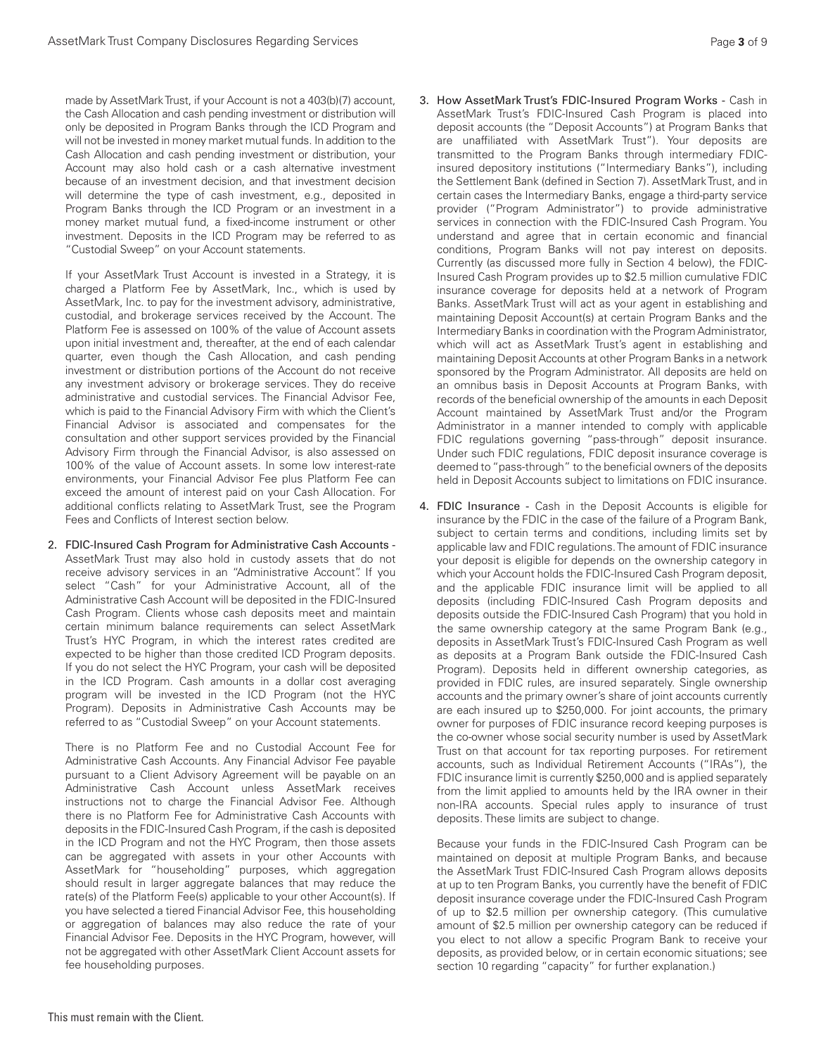made by AssetMark Trust, if your Account is not a 403(b)(7) account, the Cash Allocation and cash pending investment or distribution will only be deposited in Program Banks through the ICD Program and will not be invested in money market mutual funds. In addition to the Cash Allocation and cash pending investment or distribution, your Account may also hold cash or a cash alternative investment because of an investment decision, and that investment decision will determine the type of cash investment, e.g., deposited in Program Banks through the ICD Program or an investment in a money market mutual fund, a fixed-income instrument or other investment. Deposits in the ICD Program may be referred to as "Custodial Sweep" on your Account statements.

If your AssetMark Trust Account is invested in a Strategy, it is charged a Platform Fee by AssetMark, Inc., which is used by AssetMark, Inc. to pay for the investment advisory, administrative, custodial, and brokerage services received by the Account. The Platform Fee is assessed on 100% of the value of Account assets upon initial investment and, thereafter, at the end of each calendar quarter, even though the Cash Allocation, and cash pending investment or distribution portions of the Account do not receive any investment advisory or brokerage services. They do receive administrative and custodial services. The Financial Advisor Fee, which is paid to the Financial Advisory Firm with which the Client's Financial Advisor is associated and compensates for the consultation and other support services provided by the Financial Advisory Firm through the Financial Advisor, is also assessed on 100% of the value of Account assets. In some low interest-rate environments, your Financial Advisor Fee plus Platform Fee can exceed the amount of interest paid on your Cash Allocation. For additional conflicts relating to AssetMark Trust, see the Program Fees and Conflicts of Interest section below.

2. FDIC-Insured Cash Program for Administrative Cash Accounts - AssetMark Trust may also hold in custody assets that do not receive advisory services in an "Administrative Account". If you select "Cash" for your Administrative Account, all of the Administrative Cash Account will be deposited in the FDIC-Insured Cash Program. Clients whose cash deposits meet and maintain certain minimum balance requirements can select AssetMark Trust's HYC Program, in which the interest rates credited are expected to be higher than those credited ICD Program deposits. If you do not select the HYC Program, your cash will be deposited in the ICD Program. Cash amounts in a dollar cost averaging program will be invested in the ICD Program (not the HYC Program). Deposits in Administrative Cash Accounts may be referred to as "Custodial Sweep" on your Account statements.

   There is no Platform Fee and no Custodial Account Fee for Administrative Cash Accounts. Any Financial Advisor Fee payable pursuant to a Client Advisory Agreement will be payable on an Administrative Cash Account unless AssetMark receives instructions not to charge the Financial Advisor Fee. Although there is no Platform Fee for Administrative Cash Accounts with deposits in the FDIC-Insured Cash Program, if the cash is deposited in the ICD Program and not the HYC Program, then those assets can be aggregated with assets in your other Accounts with AssetMark for "householding" purposes, which aggregation should result in larger aggregate balances that may reduce the rate(s) of the Platform Fee(s) applicable to your other Account(s). If you have selected a tiered Financial Advisor Fee, this householding or aggregation of balances may also reduce the rate of your Financial Advisor Fee. Deposits in the HYC Program, however, will not be aggregated with other AssetMark Client Account assets for fee householding purposes.

3. How AssetMark Trust's FDIC-Insured Program Works - Cash in AssetMark Trust's FDIC-Insured Cash Program is placed into deposit accounts (the "Deposit Accounts") at Program Banks that are unaffiliated with AssetMark Trust"). Your deposits are transmitted to the Program Banks through intermediary FDIC-insured depository institutions ("Intermediary Banks"), including the Settlement Bank (defined in Section 7). AssetMark Trust, and in certain cases the Intermediary Banks, engage a third-party service provider ("Program Administrator") to provide administrative services in connection with the FDIC-Insured Cash Program. You understand and agree that in certain economic and financial conditions, Program Banks will not pay interest on deposits. Currently (as discussed more fully in Section 4 below), the FDIC-Insured Cash Program provides up to $2.5 million cumulative FDIC insurance coverage for deposits held at a network of Program Banks. AssetMark Trust will act as your agent in establishing and maintaining Deposit Account(s) at certain Program Banks and the Intermediary Banks in coordination with the Program Administrator, which will act as AssetMark Trust's agent in establishing and maintaining Deposit Accounts at other Program Banks in a network sponsored by the Program Administrator. All deposits are held on an omnibus basis in Deposit Accounts at Program Banks, with records of the beneficial ownership of the amounts in each Deposit Account maintained by AssetMark Trust and/or the Program Administrator in a manner intended to comply with applicable FDIC regulations governing "pass-through" deposit insurance. Under such FDIC regulations, FDIC deposit insurance coverage is deemed to "pass-through" to the beneficial owners of the deposits held in Deposit Accounts subject to limitations on FDIC insurance.

4. FDIC Insurance - Cash in the Deposit Accounts is eligible for insurance by the FDIC in the case of the failure of a Program Bank, subject to certain terms and conditions, including limits set by applicable law and FDIC regulations. The amount of FDIC insurance your deposit is eligible for depends on the ownership category in which your Account holds the FDIC-Insured Cash Program deposit, and the applicable FDIC insurance limit will be applied to all deposits (including FDIC-Insured Cash Program deposits and deposits outside the FDIC-Insured Cash Program) that you hold in the same ownership category at the same Program Bank (e.g., deposits in AssetMark Trust's FDIC-Insured Cash Program as well as deposits at a Program Bank outside the FDIC-Insured Cash Program). Deposits held in different ownership categories, as provided in FDIC rules, are insured separately. Single ownership accounts and the primary owner's share of joint accounts currently are each insured up to $250,000. For joint accounts, the primary owner for purposes of FDIC insurance record keeping purposes is the co-owner whose social security number is used by AssetMark Trust on that account for tax reporting purposes. For retirement accounts, such as Individual Retirement Accounts ("IRAs"), the FDIC insurance limit is currently $250,000 and is applied separately from the limit applied to amounts held by the IRA owner in their non-IRA accounts. Special rules apply to insurance of trust deposits. These limits are subject to change.

   Because your funds in the FDIC-Insured Cash Program can be maintained on deposit at multiple Program Banks, and because the AssetMark Trust FDIC-Insured Cash Program allows deposits at up to ten Program Banks, you currently have the benefit of FDIC deposit insurance coverage under the FDIC-Insured Cash Program of up to $2.5 million per ownership category. (This cumulative amount of $2.5 million per ownership category can be reduced if you elect to not allow a specific Program Bank to receive your deposits, as provided below, or in certain economic situations; see section 10 regarding "capacity" for further explanation.)

This must remain with the Client.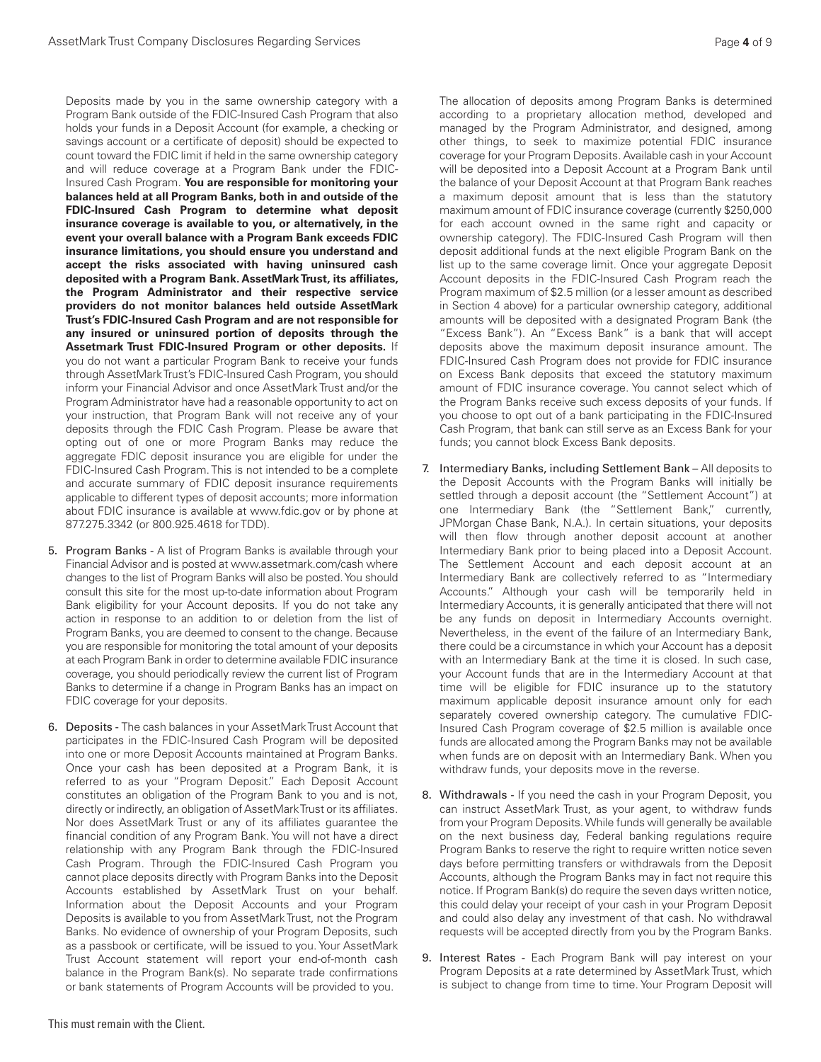Deposits made by you in the same ownership category with a Program Bank outside of the FDIC-Insured Cash Program that also holds your funds in a Deposit Account (for example, a checking or savings account or a certificate of deposit) should be expected to count toward the FDIC limit if held in the same ownership category and will reduce coverage at a Program Bank under the FDIC-Insured Cash Program. **You are responsible for monitoring your balances held at all Program Banks, both in and outside of the FDIC-Insured Cash Program to determine what deposit insurance coverage is available to you, or alternatively, in the event your overall balance with a Program Bank exceeds FDIC insurance limitations, you should ensure you understand and accept the risks associated with having uninsured cash deposited with a Program Bank. AssetMark Trust, its affiliates, the Program Administrator and their respective service providers do not monitor balances held outside AssetMark Trust's FDIC-Insured Cash Program and are not responsible for any insured or uninsured portion of deposits through the Assetmark Trust FDIC-Insured Program or other deposits.** If you do not want a particular Program Bank to receive your funds through AssetMark Trust's FDIC-Insured Cash Program, you should inform your Financial Advisor and once AssetMark Trust and/or the Program Administrator have had a reasonable opportunity to act on your instruction, that Program Bank will not receive any of your deposits through the FDIC Cash Program. Please be aware that opting out of one or more Program Banks may reduce the aggregate FDIC deposit insurance you are eligible for under the FDIC-Insured Cash Program. This is not intended to be a complete and accurate summary of FDIC deposit insurance requirements applicable to different types of deposit accounts; more information about FDIC insurance is available at www.fdic.gov or by phone at 877.275.3342 (or 800.925.4618 for TDD).

5. Program Banks - A list of Program Banks is available through your Financial Advisor and is posted at www.assetmark.com/cash where changes to the list of Program Banks will also be posted. You should consult this site for the most up-to-date information about Program Bank eligibility for your Account deposits. If you do not take any action in response to an addition to or deletion from the list of Program Banks, you are deemed to consent to the change. Because you are responsible for monitoring the total amount of your deposits at each Program Bank in order to determine available FDIC insurance coverage, you should periodically review the current list of Program Banks to determine if a change in Program Banks has an impact on FDIC coverage for your deposits.

6. Deposits - The cash balances in your AssetMark Trust Account that participates in the FDIC-Insured Cash Program will be deposited into one or more Deposit Accounts maintained at Program Banks. Once your cash has been deposited at a Program Bank, it is referred to as your "Program Deposit." Each Deposit Account constitutes an obligation of the Program Bank to you and is not, directly or indirectly, an obligation of AssetMark Trust or its affiliates. Nor does AssetMark Trust or any of its affiliates guarantee the financial condition of any Program Bank. You will not have a direct relationship with any Program Bank through the FDIC-Insured Cash Program. Through the FDIC-Insured Cash Program you cannot place deposits directly with Program Banks into the Deposit Accounts established by AssetMark Trust on your behalf. Information about the Deposit Accounts and your Program Deposits is available to you from AssetMark Trust, not the Program Banks. No evidence of ownership of your Program Deposits, such as a passbook or certificate, will be issued to you. Your AssetMark Trust Account statement will report your end-of-month cash balance in the Program Bank(s). No separate trade confirmations or bank statements of Program Accounts will be provided to you.

   The allocation of deposits among Program Banks is determined according to a proprietary allocation method, developed and managed by the Program Administrator, and designed, among other things, to seek to maximize potential FDIC insurance coverage for your Program Deposits. Available cash in your Account will be deposited into a Deposit Account at a Program Bank until the balance of your Deposit Account at that Program Bank reaches a maximum deposit amount that is less than the statutory maximum amount of FDIC insurance coverage (currently $250,000 for each account owned in the same right and capacity or ownership category). The FDIC-Insured Cash Program will then deposit additional funds at the next eligible Program Bank on the list up to the same coverage limit. Once your aggregate Deposit Account deposits in the FDIC-Insured Cash Program reach the Program maximum of $2.5 million (or a lesser amount as described in Section 4 above) for a particular ownership category, additional amounts will be deposited with a designated Program Bank (the "Excess Bank"). An "Excess Bank" is a bank that will accept deposits above the maximum deposit insurance amount. The FDIC-Insured Cash Program does not provide for FDIC insurance on Excess Bank deposits that exceed the statutory maximum amount of FDIC insurance coverage. You cannot select which of the Program Banks receive such excess deposits of your funds. If you choose to opt out of a bank participating in the FDIC-Insured Cash Program, that bank can still serve as an Excess Bank for your funds; you cannot block Excess Bank deposits.

7. Intermediary Banks, including Settlement Bank – All deposits to the Deposit Accounts with the Program Banks will initially be settled through a deposit account (the "Settlement Account") at one Intermediary Bank (the "Settlement Bank," currently, JPMorgan Chase Bank, N.A.). In certain situations, your deposits will then flow through another deposit account at another Intermediary Bank prior to being placed into a Deposit Account. The Settlement Account and each deposit account at an Intermediary Bank are collectively referred to as "Intermediary Accounts." Although your cash will be temporarily held in Intermediary Accounts, it is generally anticipated that there will not be any funds on deposit in Intermediary Accounts overnight. Nevertheless, in the event of the failure of an Intermediary Bank, there could be a circumstance in which your Account has a deposit with an Intermediary Bank at the time it is closed. In such case, your Account funds that are in the Intermediary Account at that time will be eligible for FDIC insurance up to the statutory maximum applicable deposit insurance amount only for each separately covered ownership category. The cumulative FDIC-Insured Cash Program coverage of $2.5 million is available once funds are allocated among the Program Banks may not be available when funds are on deposit with an Intermediary Bank. When you withdraw funds, your deposits move in the reverse.

8. Withdrawals - If you need the cash in your Program Deposit, you can instruct AssetMark Trust, as your agent, to withdraw funds from your Program Deposits. While funds will generally be available on the next business day, Federal banking regulations require Program Banks to reserve the right to require written notice seven days before permitting transfers or withdrawals from the Deposit Accounts, although the Program Banks may in fact not require this notice. If Program Bank(s) do require the seven days written notice, this could delay your receipt of your cash in your Program Deposit and could also delay any investment of that cash. No withdrawal requests will be accepted directly from you by the Program Banks.

9. Interest Rates - Each Program Bank will pay interest on your Program Deposits at a rate determined by AssetMark Trust, which is subject to change from time to time. Your Program Deposit will

This must remain with the Client.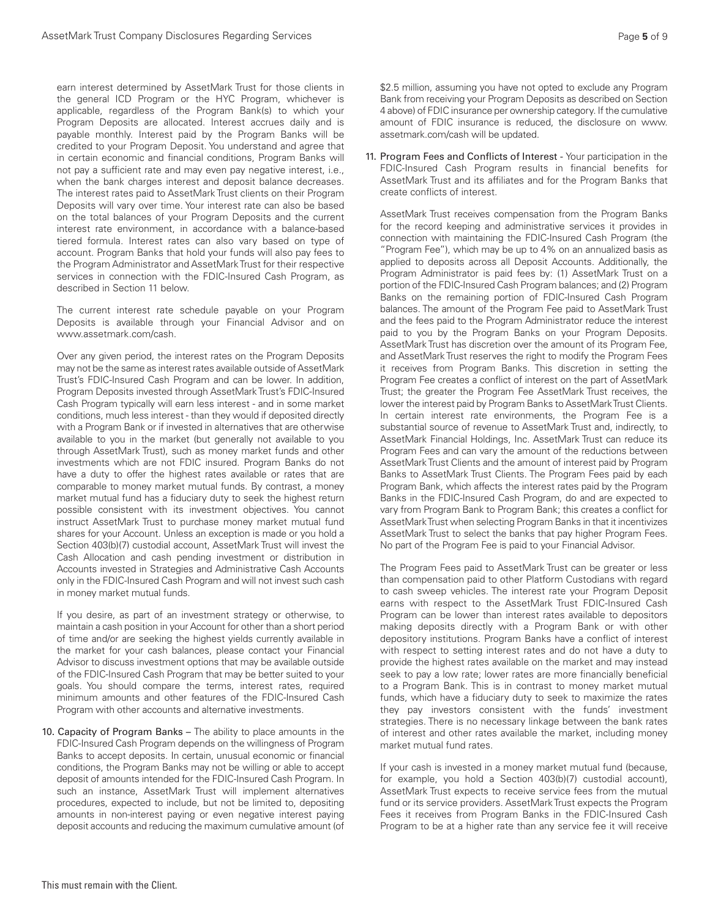earn interest determined by AssetMark Trust for those clients in the general ICD Program or the HYC Program, whichever is applicable, regardless of the Program Bank(s) to which your Program Deposits are allocated. Interest accrues daily and is payable monthly. Interest paid by the Program Banks will be credited to your Program Deposit. You understand and agree that in certain economic and financial conditions, Program Banks will not pay a sufficient rate and may even pay negative interest, i.e., when the bank charges interest and deposit balance decreases. The interest rates paid to AssetMark Trust clients on their Program Deposits will vary over time. Your interest rate can also be based on the total balances of your Program Deposits and the current interest rate environment, in accordance with a balance-based tiered formula. Interest rates can also vary based on type of account. Program Banks that hold your funds will also pay fees to the Program Administrator and AssetMark Trust for their respective services in connection with the FDIC-Insured Cash Program, as described in Section 11 below.

The current interest rate schedule payable on your Program Deposits is available through your Financial Advisor and on www.assetmark.com/cash.

Over any given period, the interest rates on the Program Deposits may not be the same as interest rates available outside of AssetMark Trust's FDIC-Insured Cash Program and can be lower. In addition, Program Deposits invested through AssetMark Trust's FDIC-Insured Cash Program typically will earn less interest - and in some market conditions, much less interest - than they would if deposited directly with a Program Bank or if invested in alternatives that are otherwise available to you in the market (but generally not available to you through AssetMark Trust), such as money market funds and other investments which are not FDIC insured. Program Banks do not have a duty to offer the highest rates available or rates that are comparable to money market mutual funds. By contrast, a money market mutual fund has a fiduciary duty to seek the highest return possible consistent with its investment objectives. You cannot instruct AssetMark Trust to purchase money market mutual fund shares for your Account. Unless an exception is made or you hold a Section 403(b)(7) custodial account, AssetMark Trust will invest the Cash Allocation and cash pending investment or distribution in Accounts invested in Strategies and Administrative Cash Accounts only in the FDIC-Insured Cash Program and will not invest such cash in money market mutual funds.

If you desire, as part of an investment strategy or otherwise, to maintain a cash position in your Account for other than a short period of time and/or are seeking the highest yields currently available in the market for your cash balances, please contact your Financial Advisor to discuss investment options that may be available outside of the FDIC-Insured Cash Program that may be better suited to your goals. You should compare the terms, interest rates, required minimum amounts and other features of the FDIC-Insured Cash Program with other accounts and alternative investments.

10. Capacity of Program Banks – The ability to place amounts in the FDIC-Insured Cash Program depends on the willingness of Program Banks to accept deposits. In certain, unusual economic or financial conditions, the Program Banks may not be willing or able to accept deposit of amounts intended for the FDIC-Insured Cash Program. In such an instance, AssetMark Trust will implement alternatives procedures, expected to include, but not be limited to, depositing amounts in non-interest paying or even negative interest paying deposit accounts and reducing the maximum cumulative amount (of $2.5 million, assuming you have not opted to exclude any Program Bank from receiving your Program Deposits as described on Section 4 above) of FDIC insurance per ownership category. If the cumulative amount of FDIC insurance is reduced, the disclosure on www.assetmark.com/cash will be updated.

11. Program Fees and Conflicts of Interest - Your participation in the FDIC-Insured Cash Program results in financial benefits for AssetMark Trust and its affiliates and for the Program Banks that create conflicts of interest.

AssetMark Trust receives compensation from the Program Banks for the record keeping and administrative services it provides in connection with maintaining the FDIC-Insured Cash Program (the "Program Fee"), which may be up to 4% on an annualized basis as applied to deposits across all Deposit Accounts. Additionally, the Program Administrator is paid fees by: (1) AssetMark Trust on a portion of the FDIC-Insured Cash Program balances; and (2) Program Banks on the remaining portion of FDIC-Insured Cash Program balances. The amount of the Program Fee paid to AssetMark Trust and the fees paid to the Program Administrator reduce the interest paid to you by the Program Banks on your Program Deposits. AssetMark Trust has discretion over the amount of its Program Fee, and AssetMark Trust reserves the right to modify the Program Fees it receives from Program Banks. This discretion in setting the Program Fee creates a conflict of interest on the part of AssetMark Trust; the greater the Program Fee AssetMark Trust receives, the lower the interest paid by Program Banks to AssetMark Trust Clients. In certain interest rate environments, the Program Fee is a substantial source of revenue to AssetMark Trust and, indirectly, to AssetMark Financial Holdings, Inc. AssetMark Trust can reduce its Program Fees and can vary the amount of the reductions between AssetMark Trust Clients and the amount of interest paid by Program Banks to AssetMark Trust Clients. The Program Fees paid by each Program Bank, which affects the interest rates paid by the Program Banks in the FDIC-Insured Cash Program, do and are expected to vary from Program Bank to Program Bank; this creates a conflict for AssetMark Trust when selecting Program Banks in that it incentivizes AssetMark Trust to select the banks that pay higher Program Fees. No part of the Program Fee is paid to your Financial Advisor.

The Program Fees paid to AssetMark Trust can be greater or less than compensation paid to other Platform Custodians with regard to cash sweep vehicles. The interest rate your Program Deposit earns with respect to the AssetMark Trust FDIC-Insured Cash Program can be lower than interest rates available to depositors making deposits directly with a Program Bank or with other depository institutions. Program Banks have a conflict of interest with respect to setting interest rates and do not have a duty to provide the highest rates available on the market and may instead seek to pay a low rate; lower rates are more financially beneficial to a Program Bank. This is in contrast to money market mutual funds, which have a fiduciary duty to seek to maximize the rates they pay investors consistent with the funds' investment strategies. There is no necessary linkage between the bank rates of interest and other rates available the market, including money market mutual fund rates.

If your cash is invested in a money market mutual fund (because, for example, you hold a Section 403(b)(7) custodial account), AssetMark Trust expects to receive service fees from the mutual fund or its service providers. AssetMark Trust expects the Program Fees it receives from Program Banks in the FDIC-Insured Cash Program to be at a higher rate than any service fee it will receive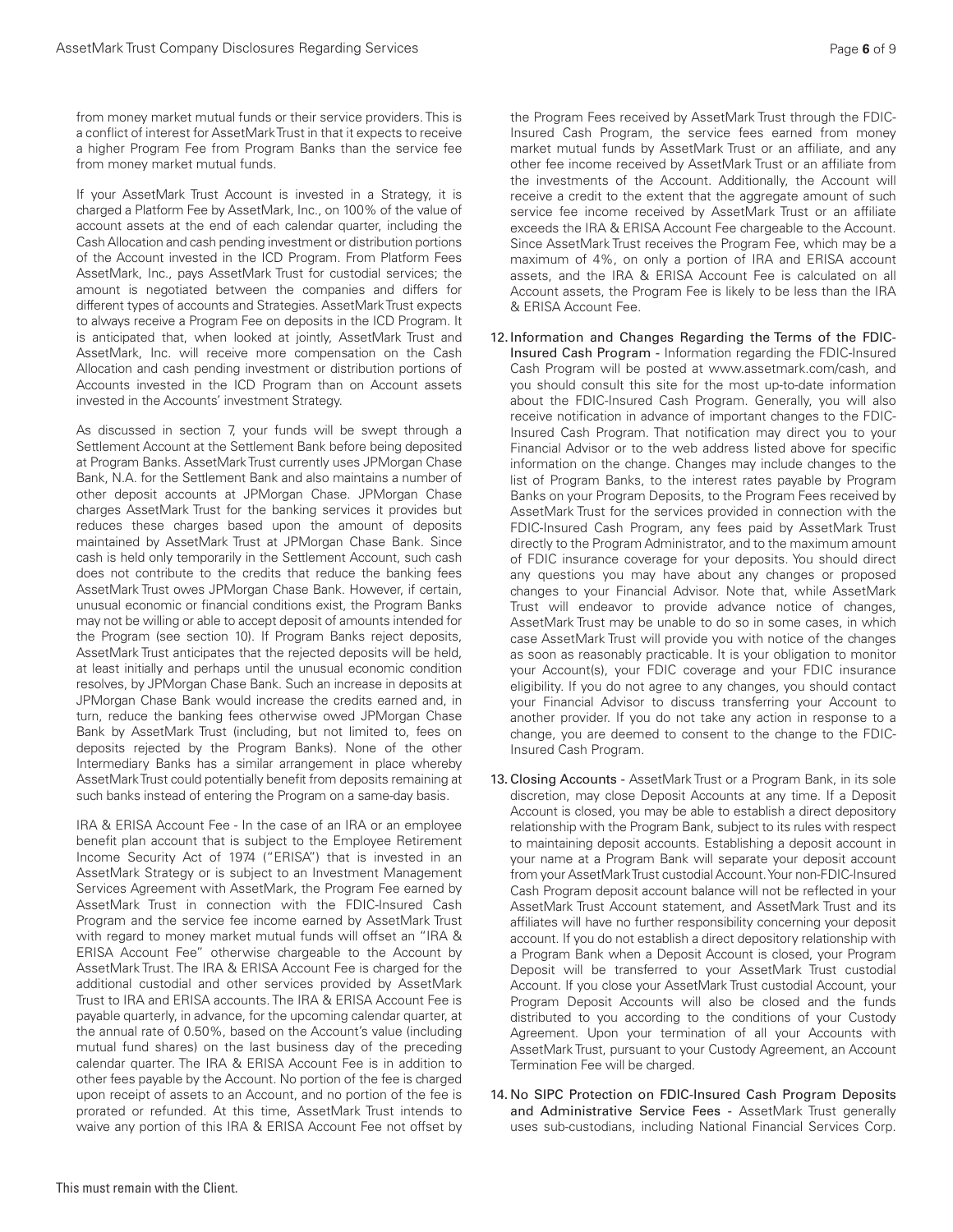from money market mutual funds or their service providers. This is a conflict of interest for AssetMark Trust in that it expects to receive a higher Program Fee from Program Banks than the service fee from money market mutual funds.

If your AssetMark Trust Account is invested in a Strategy, it is charged a Platform Fee by AssetMark, Inc., on 100% of the value of account assets at the end of each calendar quarter, including the Cash Allocation and cash pending investment or distribution portions of the Account invested in the ICD Program. From Platform Fees AssetMark, Inc., pays AssetMark Trust for custodial services; the amount is negotiated between the companies and differs for different types of accounts and Strategies. AssetMark Trust expects to always receive a Program Fee on deposits in the ICD Program. It is anticipated that, when looked at jointly, AssetMark Trust and AssetMark, Inc. will receive more compensation on the Cash Allocation and cash pending investment or distribution portions of Accounts invested in the ICD Program than on Account assets invested in the Accounts' investment Strategy.

As discussed in section 7, your funds will be swept through a Settlement Account at the Settlement Bank before being deposited at Program Banks. AssetMark Trust currently uses JPMorgan Chase Bank, N.A. for the Settlement Bank and also maintains a number of other deposit accounts at JPMorgan Chase. JPMorgan Chase charges AssetMark Trust for the banking services it provides but reduces these charges based upon the amount of deposits maintained by AssetMark Trust at JPMorgan Chase Bank. Since cash is held only temporarily in the Settlement Account, such cash does not contribute to the credits that reduce the banking fees AssetMark Trust owes JPMorgan Chase Bank. However, if certain, unusual economic or financial conditions exist, the Program Banks may not be willing or able to accept deposit of amounts intended for the Program (see section 10). If Program Banks reject deposits, AssetMark Trust anticipates that the rejected deposits will be held, at least initially and perhaps until the unusual economic condition resolves, by JPMorgan Chase Bank. Such an increase in deposits at JPMorgan Chase Bank would increase the credits earned and, in turn, reduce the banking fees otherwise owed JPMorgan Chase Bank by AssetMark Trust (including, but not limited to, fees on deposits rejected by the Program Banks). None of the other Intermediary Banks has a similar arrangement in place whereby AssetMark Trust could potentially benefit from deposits remaining at such banks instead of entering the Program on a same-day basis.

IRA & ERISA Account Fee - In the case of an IRA or an employee benefit plan account that is subject to the Employee Retirement Income Security Act of 1974 ("ERISA") that is invested in an AssetMark Strategy or is subject to an Investment Management Services Agreement with AssetMark, the Program Fee earned by AssetMark Trust in connection with the FDIC-Insured Cash Program and the service fee income earned by AssetMark Trust with regard to money market mutual funds will offset an "IRA & ERISA Account Fee" otherwise chargeable to the Account by AssetMark Trust. The IRA & ERISA Account Fee is charged for the additional custodial and other services provided by AssetMark Trust to IRA and ERISA accounts. The IRA & ERISA Account Fee is payable quarterly, in advance, for the upcoming calendar quarter, at the annual rate of 0.50%, based on the Account's value (including mutual fund shares) on the last business day of the preceding calendar quarter. The IRA & ERISA Account Fee is in addition to other fees payable by the Account. No portion of the fee is charged upon receipt of assets to an Account, and no portion of the fee is prorated or refunded. At this time, AssetMark Trust intends to waive any portion of this IRA & ERISA Account Fee not offset by the Program Fees received by AssetMark Trust through the FDIC-Insured Cash Program, the service fees earned from money market mutual funds by AssetMark Trust or an affiliate, and any other fee income received by AssetMark Trust or an affiliate from the investments of the Account. Additionally, the Account will receive a credit to the extent that the aggregate amount of such service fee income received by AssetMark Trust or an affiliate exceeds the IRA & ERISA Account Fee chargeable to the Account. Since AssetMark Trust receives the Program Fee, which may be a maximum of 4%, on only a portion of IRA and ERISA account assets, and the IRA & ERISA Account Fee is calculated on all Account assets, the Program Fee is likely to be less than the IRA & ERISA Account Fee.

12. Information and Changes Regarding the Terms of the FDIC-Insured Cash Program - Information regarding the FDIC-Insured Cash Program will be posted at www.assetmark.com/cash, and you should consult this site for the most up-to-date information about the FDIC-Insured Cash Program. Generally, you will also receive notification in advance of important changes to the FDIC-Insured Cash Program. That notification may direct you to your Financial Advisor or to the web address listed above for specific information on the change. Changes may include changes to the list of Program Banks, to the interest rates payable by Program Banks on your Program Deposits, to the Program Fees received by AssetMark Trust for the services provided in connection with the FDIC-Insured Cash Program, any fees paid by AssetMark Trust directly to the Program Administrator, and to the maximum amount of FDIC insurance coverage for your deposits. You should direct any questions you may have about any changes or proposed changes to your Financial Advisor. Note that, while AssetMark Trust will endeavor to provide advance notice of changes, AssetMark Trust may be unable to do so in some cases, in which case AssetMark Trust will provide you with notice of the changes as soon as reasonably practicable. It is your obligation to monitor your Account(s), your FDIC coverage and your FDIC insurance eligibility. If you do not agree to any changes, you should contact your Financial Advisor to discuss transferring your Account to another provider. If you do not take any action in response to a change, you are deemed to consent to the change to the FDIC-Insured Cash Program.

13. Closing Accounts - AssetMark Trust or a Program Bank, in its sole discretion, may close Deposit Accounts at any time. If a Deposit Account is closed, you may be able to establish a direct depository relationship with the Program Bank, subject to its rules with respect to maintaining deposit accounts. Establishing a deposit account in your name at a Program Bank will separate your deposit account from your AssetMark Trust custodial Account. Your non-FDIC-Insured Cash Program deposit account balance will not be reflected in your AssetMark Trust Account statement, and AssetMark Trust and its affiliates will have no further responsibility concerning your deposit account. If you do not establish a direct depository relationship with a Program Bank when a Deposit Account is closed, your Program Deposit will be transferred to your AssetMark Trust custodial Account. If you close your AssetMark Trust custodial Account, your Program Deposit Accounts will also be closed and the funds distributed to you according to the conditions of your Custody Agreement. Upon your termination of all your Accounts with AssetMark Trust, pursuant to your Custody Agreement, an Account Termination Fee will be charged.

14. No SIPC Protection on FDIC-Insured Cash Program Deposits and Administrative Service Fees - AssetMark Trust generally uses sub-custodians, including National Financial Services Corp.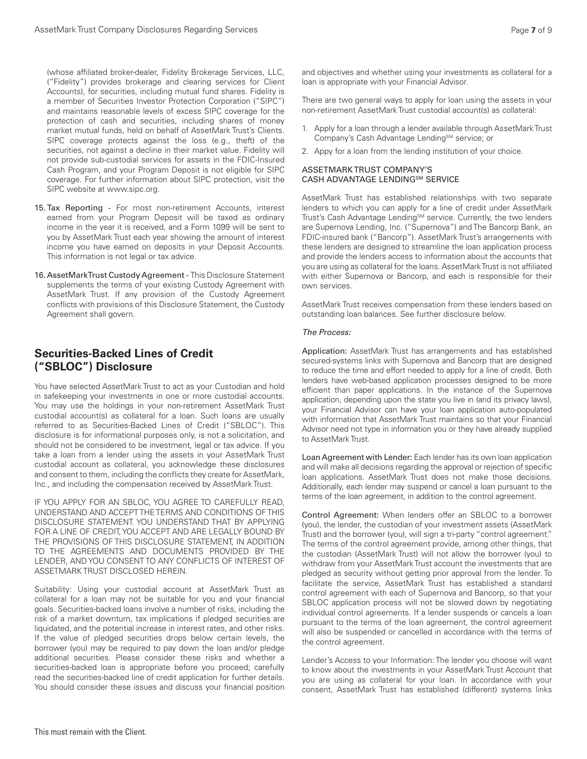(whose affiliated broker-dealer, Fidelity Brokerage Services, LLC, ("Fidelity") provides brokerage and clearing services for Client Accounts), for securities, including mutual fund shares. Fidelity is a member of Securities Investor Protection Corporation ("SIPC") and maintains reasonable levels of excess SIPC coverage for the protection of cash and securities, including shares of money market mutual funds, held on behalf of AssetMark Trust's Clients. SIPC coverage protects against the loss (e.g., theft) of the securities, not against a decline in their market value. Fidelity will not provide sub-custodial services for assets in the FDIC-Insured Cash Program, and your Program Deposit is not eligible for SIPC coverage. For further information about SIPC protection, visit the SIPC website at www.sipc.org.

15. **Tax Reporting** - For most non-retirement Accounts, interest earned from your Program Deposit will be taxed as ordinary income in the year it is received, and a Form 1099 will be sent to you by AssetMark Trust each year showing the amount of interest income you have earned on deposits in your Deposit Accounts. This information is not legal or tax advice.

16. **AssetMark Trust Custody Agreement** - This Disclosure Statement supplements the terms of your existing Custody Agreement with AssetMark Trust. If any provision of the Custody Agreement conflicts with provisions of this Disclosure Statement, the Custody Agreement shall govern.

## Securities-Backed Lines of Credit ("SBLOC") Disclosure

You have selected AssetMark Trust to act as your Custodian and hold in safekeeping your investments in one or more custodial accounts. You may use the holdings in your non-retirement AssetMark Trust custodial account(s) as collateral for a loan. Such loans are usually referred to as Securities-Backed Lines of Credit ("SBLOC"). This disclosure is for informational purposes only, is not a solicitation, and should not be considered to be investment, legal or tax advice. If you take a loan from a lender using the assets in your AssetMark Trust custodial account as collateral, you acknowledge these disclosures and consent to them, including the conflicts they create for AssetMark, Inc., and including the compensation received by AssetMark Trust.

IF YOU APPLY FOR AN SBLOC, YOU AGREE TO CAREFULLY READ, UNDERSTAND AND ACCEPT THE TERMS AND CONDITIONS OF THIS DISCLOSURE STATEMENT. YOU UNDERSTAND THAT BY APPLYING FOR A LINE OF CREDIT, YOU ACCEPT AND ARE LEGALLY BOUND BY THE PROVISIONS OF THIS DISCLOSURE STATEMENT, IN ADDITION TO THE AGREEMENTS AND DOCUMENTS PROVIDED BY THE LENDER, AND YOU CONSENT TO ANY CONFLICTS OF INTEREST OF ASSETMARK TRUST DISCLOSED HEREIN.

Suitability: Using your custodial account at AssetMark Trust as collateral for a loan may not be suitable for you and your financial goals. Securities-backed loans involve a number of risks, including the risk of a market downturn, tax implications if pledged securities are liquidated, and the potential increase in interest rates, and other risks. If the value of pledged securities drops below certain levels, the borrower (you) may be required to pay down the loan and/or pledge additional securities. Please consider these risks and whether a securities-backed loan is appropriate before you proceed; carefully read the securities-backed line of credit application for further details. You should consider these issues and discuss your financial position and objectives and whether using your investments as collateral for a loan is appropriate with your Financial Advisor.

There are two general ways to apply for loan using the assets in your non-retirement AssetMark Trust custodial account(s) as collateral:

1. Apply for a loan through a lender available through AssetMark Trust Company's Cash Advantage Lending℠ service; or
2. Appy for a loan from the lending institution of your choice.

### ASSETMARK TRUST COMPANY'S CASH ADVANTAGE LENDING℠ SERVICE

AssetMark Trust has established relationships with two separate lenders to which you can apply for a line of credit under AssetMark Trust's Cash Advantage Lending℠ service. Currently, the two lenders are Supernova Lending, Inc. ("Supernova") and The Bancorp Bank, an FDIC-insured bank ("Bancorp"). AssetMark Trust's arrangements with these lenders are designed to streamline the loan application process and provide the lenders access to information about the accounts that you are using as collateral for the loans. AssetMark Trust is not affiliated with either Supernova or Bancorp, and each is responsible for their own services.

AssetMark Trust receives compensation from these lenders based on outstanding loan balances. See further disclosure below.

*The Process:*

**Application:** AssetMark Trust has arrangements and has established secured-systems links with Supernova and Bancorp that are designed to reduce the time and effort needed to apply for a line of credit. Both lenders have web-based application processes designed to be more efficient than paper applications. In the instance of the Supernova application, depending upon the state you live in (and its privacy laws), your Financial Advisor can have your loan application auto-populated with information that AssetMark Trust maintains so that your Financial Advisor need not type in information you or they have already supplied to AssetMark Trust.

**Loan Agreement with Lender:** Each lender has its own loan application and will make all decisions regarding the approval or rejection of specific loan applications. AssetMark Trust does not make those decisions. Additionally, each lender may suspend or cancel a loan pursuant to the terms of the loan agreement, in addition to the control agreement.

**Control Agreement:** When lenders offer an SBLOC to a borrower (you), the lender, the custodian of your investment assets (AssetMark Trust) and the borrower (you), will sign a tri-party "control agreement." The terms of the control agreement provide, among other things, that the custodian (AssetMark Trust) will not allow the borrower (you) to withdraw from your AssetMark Trust account the investments that are pledged as security without getting prior approval from the lender. To facilitate the service, AssetMark Trust has established a standard control agreement with each of Supernova and Bancorp, so that your SBLOC application process will not be slowed down by negotiating individual control agreements. If a lender suspends or cancels a loan pursuant to the terms of the loan agreement, the control agreement will also be suspended or cancelled in accordance with the terms of the control agreement.

Lender's Access to your Information: The lender you choose will want to know about the investments in your AssetMark Trust Account that you are using as collateral for your loan. In accordance with your consent, AssetMark Trust has established (different) systems links

This must remain with the Client.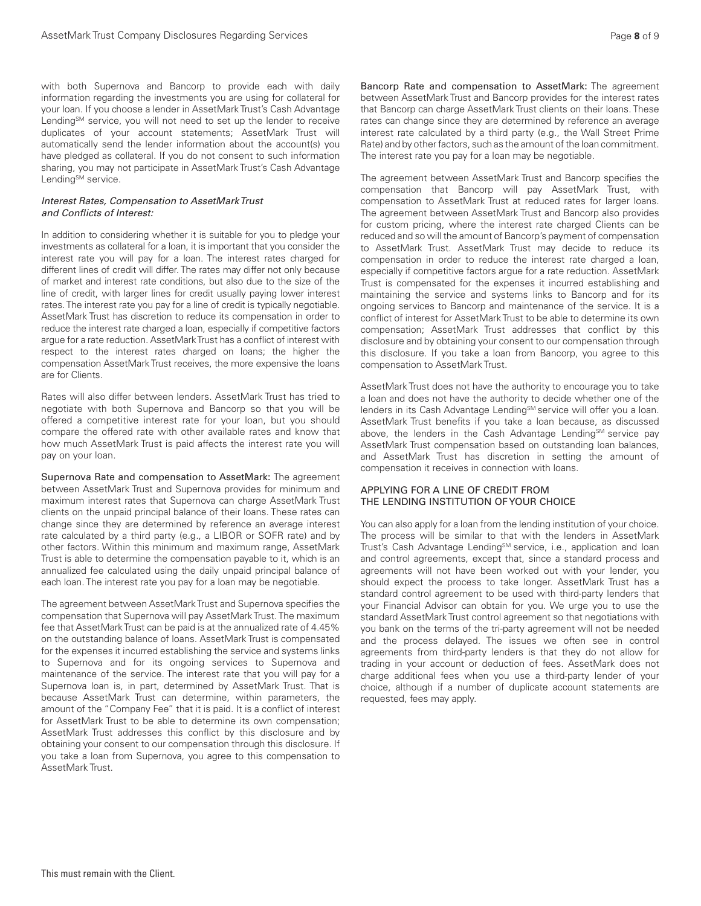with both Supernova and Bancorp to provide each with daily information regarding the investments you are using for collateral for your loan. If you choose a lender in AssetMark Trust's Cash Advantage Lending℠ service, you will not need to set up the lender to receive duplicates of your account statements; AssetMark Trust will automatically send the lender information about the account(s) you have pledged as collateral. If you do not consent to such information sharing, you may not participate in AssetMark Trust's Cash Advantage Lending℠ service.

*Interest Rates, Compensation to AssetMark Trust and Conflicts of Interest:*

In addition to considering whether it is suitable for you to pledge your investments as collateral for a loan, it is important that you consider the interest rate you will pay for a loan. The interest rates charged for different lines of credit will differ. The rates may differ not only because of market and interest rate conditions, but also due to the size of the line of credit, with larger lines for credit usually paying lower interest rates. The interest rate you pay for a line of credit is typically negotiable. AssetMark Trust has discretion to reduce its compensation in order to reduce the interest rate charged a loan, especially if competitive factors argue for a rate reduction. AssetMark Trust has a conflict of interest with respect to the interest rates charged on loans; the higher the compensation AssetMark Trust receives, the more expensive the loans are for Clients.

Rates will also differ between lenders. AssetMark Trust has tried to negotiate with both Supernova and Bancorp so that you will be offered a competitive interest rate for your loan, but you should compare the offered rate with other available rates and know that how much AssetMark Trust is paid affects the interest rate you will pay on your loan.

Supernova Rate and compensation to AssetMark: The agreement between AssetMark Trust and Supernova provides for minimum and maximum interest rates that Supernova can charge AssetMark Trust clients on the unpaid principal balance of their loans. These rates can change since they are determined by reference an average interest rate calculated by a third party (e.g., a LIBOR or SOFR rate) and by other factors. Within this minimum and maximum range, AssetMark Trust is able to determine the compensation payable to it, which is an annualized fee calculated using the daily unpaid principal balance of each loan. The interest rate you pay for a loan may be negotiable.

The agreement between AssetMark Trust and Supernova specifies the compensation that Supernova will pay AssetMark Trust. The maximum fee that AssetMark Trust can be paid is at the annualized rate of 4.45% on the outstanding balance of loans. AssetMark Trust is compensated for the expenses it incurred establishing the service and systems links to Supernova and for its ongoing services to Supernova and maintenance of the service. The interest rate that you will pay for a Supernova loan is, in part, determined by AssetMark Trust. That is because AssetMark Trust can determine, within parameters, the amount of the "Company Fee" that it is paid. It is a conflict of interest for AssetMark Trust to be able to determine its own compensation; AssetMark Trust addresses this conflict by this disclosure and by obtaining your consent to our compensation through this disclosure. If you take a loan from Supernova, you agree to this compensation to AssetMark Trust.

Bancorp Rate and compensation to AssetMark: The agreement between AssetMark Trust and Bancorp provides for the interest rates that Bancorp can charge AssetMark Trust clients on their loans. These rates can change since they are determined by reference an average interest rate calculated by a third party (e.g., the Wall Street Prime Rate) and by other factors, such as the amount of the loan commitment. The interest rate you pay for a loan may be negotiable.

The agreement between AssetMark Trust and Bancorp specifies the compensation that Bancorp will pay AssetMark Trust, with compensation to AssetMark Trust at reduced rates for larger loans. The agreement between AssetMark Trust and Bancorp also provides for custom pricing, where the interest rate charged Clients can be reduced and so will the amount of Bancorp's payment of compensation to AssetMark Trust. AssetMark Trust may decide to reduce its compensation in order to reduce the interest rate charged a loan, especially if competitive factors argue for a rate reduction. AssetMark Trust is compensated for the expenses it incurred establishing and maintaining the service and systems links to Bancorp and for its ongoing services to Bancorp and maintenance of the service. It is a conflict of interest for AssetMark Trust to be able to determine its own compensation; AssetMark Trust addresses that conflict by this disclosure and by obtaining your consent to our compensation through this disclosure. If you take a loan from Bancorp, you agree to this compensation to AssetMark Trust.

AssetMark Trust does not have the authority to encourage you to take a loan and does not have the authority to decide whether one of the lenders in its Cash Advantage Lending℠ service will offer you a loan. AssetMark Trust benefits if you take a loan because, as discussed above, the lenders in the Cash Advantage Lending℠ service pay AssetMark Trust compensation based on outstanding loan balances, and AssetMark Trust has discretion in setting the amount of compensation it receives in connection with loans.

## APPLYING FOR A LINE OF CREDIT FROM THE LENDING INSTITUTION OF YOUR CHOICE

You can also apply for a loan from the lending institution of your choice. The process will be similar to that with the lenders in AssetMark Trust's Cash Advantage Lending℠ service, i.e., application and loan and control agreements, except that, since a standard process and agreements will not have been worked out with your lender, you should expect the process to take longer. AssetMark Trust has a standard control agreement to be used with third-party lenders that your Financial Advisor can obtain for you. We urge you to use the standard AssetMark Trust control agreement so that negotiations with you bank on the terms of the tri-party agreement will not be needed and the process delayed. The issues we often see in control agreements from third-party lenders is that they do not allow for trading in your account or deduction of fees. AssetMark does not charge additional fees when you use a third-party lender of your choice, although if a number of duplicate account statements are requested, fees may apply.

This must remain with the Client.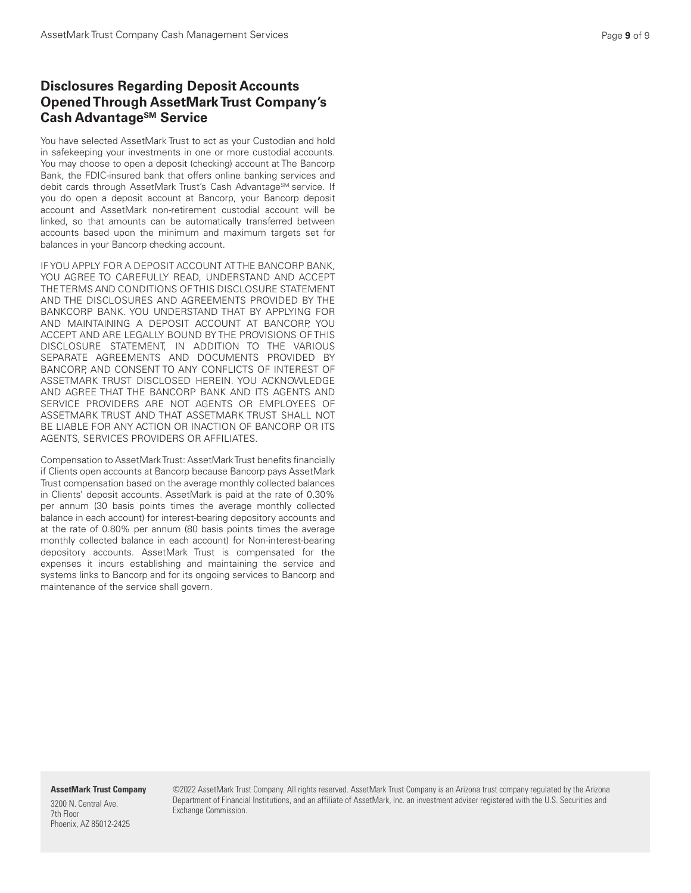## Disclosures Regarding Deposit Accounts Opened Through AssetMark Trust Company's Cash Advantage[SM] Service

You have selected AssetMark Trust to act as your Custodian and hold in safekeeping your investments in one or more custodial accounts. You may choose to open a deposit (checking) account at The Bancorp Bank, the FDIC-insured bank that offers online banking services and debit cards through AssetMark Trust's Cash Advantage[SM] service. If you do open a deposit account at Bancorp, your Bancorp deposit account and AssetMark non-retirement custodial account will be linked, so that amounts can be automatically transferred between accounts based upon the minimum and maximum targets set for balances in your Bancorp checking account.

IF YOU APPLY FOR A DEPOSIT ACCOUNT AT THE BANCORP BANK, YOU AGREE TO CAREFULLY READ, UNDERSTAND AND ACCEPT THE TERMS AND CONDITIONS OF THIS DISCLOSURE STATEMENT AND THE DISCLOSURES AND AGREEMENTS PROVIDED BY THE BANKCORP BANK. YOU UNDERSTAND THAT BY APPLYING FOR AND MAINTAINING A DEPOSIT ACCOUNT AT BANCORP, YOU ACCEPT AND ARE LEGALLY BOUND BY THE PROVISIONS OF THIS DISCLOSURE STATEMENT, IN ADDITION TO THE VARIOUS SEPARATE AGREEMENTS AND DOCUMENTS PROVIDED BY BANCORP, AND CONSENT TO ANY CONFLICTS OF INTEREST OF ASSETMARK TRUST DISCLOSED HEREIN. YOU ACKNOWLEDGE AND AGREE THAT THE BANCORP BANK AND ITS AGENTS AND SERVICE PROVIDERS ARE NOT AGENTS OR EMPLOYEES OF ASSETMARK TRUST AND THAT ASSETMARK TRUST SHALL NOT BE LIABLE FOR ANY ACTION OR INACTION OF BANCORP OR ITS AGENTS, SERVICES PROVIDERS OR AFFILIATES.

Compensation to AssetMark Trust: AssetMark Trust benefits financially if Clients open accounts at Bancorp because Bancorp pays AssetMark Trust compensation based on the average monthly collected balances in Clients' deposit accounts. AssetMark is paid at the rate of 0.30% per annum (30 basis points times the average monthly collected balance in each account) for interest-bearing depository accounts and at the rate of 0.80% per annum (80 basis points times the average monthly collected balance in each account) for Non-interest-bearing depository accounts. AssetMark Trust is compensated for the expenses it incurs establishing and maintaining the service and systems links to Bancorp and for its ongoing services to Bancorp and maintenance of the service shall govern.

**AssetMark Trust Company**

3200 N. Central Ave.
7th Floor
Phoenix, AZ 85012-2425

©2022 AssetMark Trust Company. All rights reserved. AssetMark Trust Company is an Arizona trust company regulated by the Arizona Department of Financial Institutions, and an affiliate of AssetMark, Inc. an investment adviser registered with the U.S. Securities and Exchange Commission.